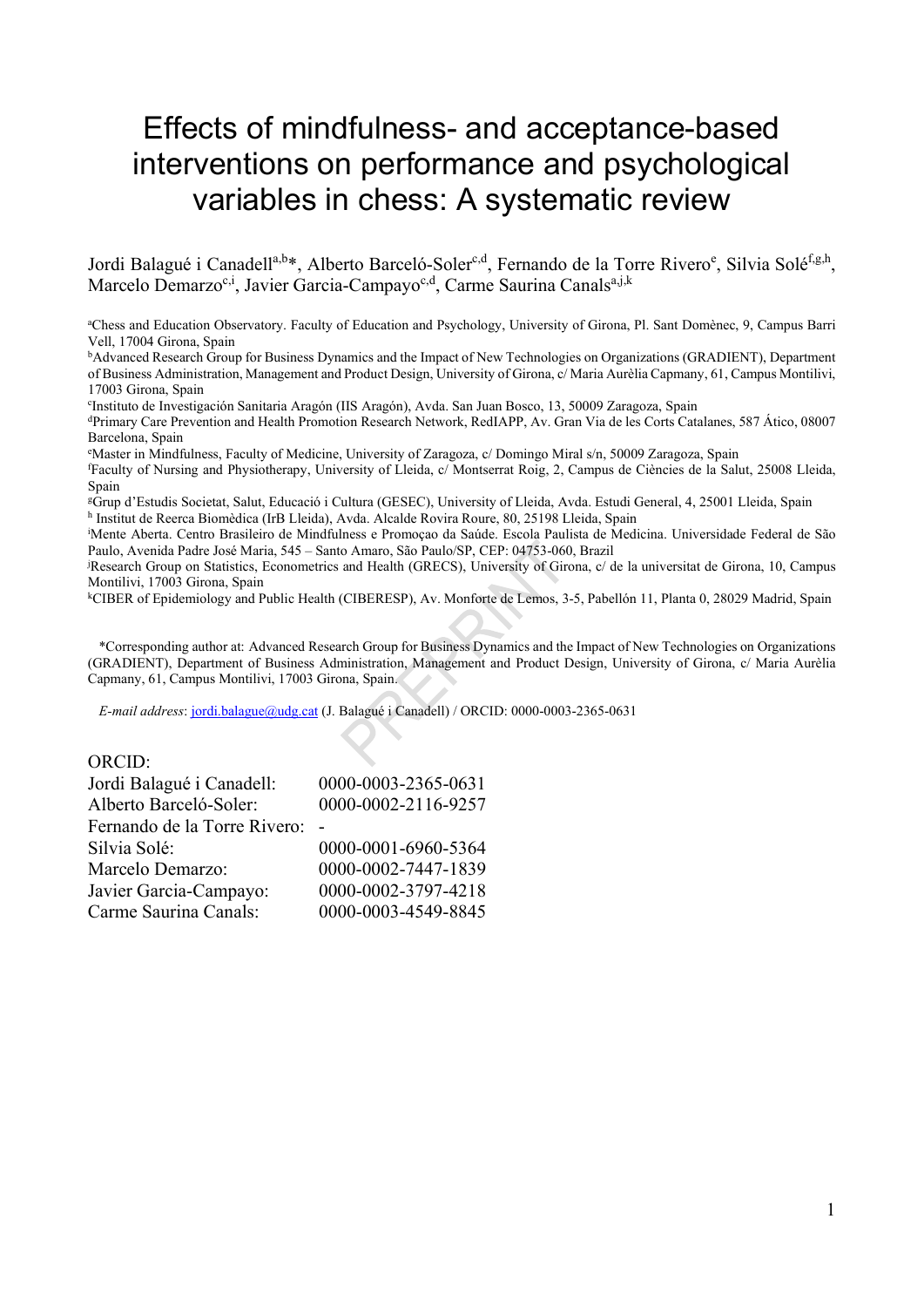# Effects of mindfulness- and acceptance-based interventions on performance and psychological variables in chess: A systematic review

Jordi Balagué i Canadell[a,b]*, Alberto Barceló-Soler[c,d], Fernando de la Torre Rivero[e], Silvia Solé[f,g,h], Marcelo Demarzo[c,i], Javier Garcia-Campayo[c,d], Carme Saurina Canals[a,j,k]

[a]Chess and Education Observatory. Faculty of Education and Psychology, University of Girona, Pl. Sant Domènec, 9, Campus Barri Vell, 17004 Girona, Spain

[b]Advanced Research Group for Business Dynamics and the Impact of New Technologies on Organizations (GRADIENT), Department of Business Administration, Management and Product Design, University of Girona, c/ Maria Aurèlia Capmany, 61, Campus Montilivi, 17003 Girona, Spain

[c]Instituto de Investigación Sanitaria Aragón (IIS Aragón), Avda. San Juan Bosco, 13, 50009 Zaragoza, Spain

[d]Primary Care Prevention and Health Promotion Research Network, RedIAPP, Av. Gran Via de les Corts Catalanes, 587 Ático, 08007 Barcelona, Spain

[e]Master in Mindfulness, Faculty of Medicine, University of Zaragoza, c/ Domingo Miral s/n, 50009 Zaragoza, Spain

[f]Faculty of Nursing and Physiotherapy, University of Lleida, c/ Montserrat Roig, 2, Campus de Ciències de la Salut, 25008 Lleida, Spain

[g]Grup d'Estudis Societat, Salut, Educació i Cultura (GESEC), University of Lleida, Avda. Estudi General, 4, 25001 Lleida, Spain

[h] Institut de Reerca Biomèdica (IrB Lleida), Avda. Alcalde Rovira Roure, 80, 25198 Lleida, Spain

[i]Mente Aberta. Centro Brasileiro de Mindfulness e Promoçao da Saúde. Escola Paulista de Medicina. Universidade Federal de São Paulo, Avenida Padre José Maria, 545 – Santo Amaro, São Paulo/SP, CEP: 04753-060, Brazil

[j]Research Group on Statistics, Econometrics and Health (GRECS), University of Girona, c/ de la universitat de Girona, 10, Campus Montilivi, 17003 Girona, Spain

[k]CIBER of Epidemiology and Public Health (CIBERESP), Av. Monforte de Lemos, 3-5, Pabellón 11, Planta 0, 28029 Madrid, Spain

*Corresponding author at: Advanced Research Group for Business Dynamics and the Impact of New Technologies on Organizations (GRADIENT), Department of Business Administration, Management and Product Design, University of Girona, c/ Maria Aurèlia Capmany, 61, Campus Montilivi, 17003 Girona, Spain.

*E-mail address*: jordi.balague@udg.cat (J. Balagué i Canadell) / ORCID: 0000-0003-2365-0631

ORCID:

| | |
|---|---|
| Jordi Balagué i Canadell: | 0000-0003-2365-0631 |
| Alberto Barceló-Soler: | 0000-0002-2116-9257 |
| Fernando de la Torre Rivero: | - |
| Silvia Solé: | 0000-0001-6960-5364 |
| Marcelo Demarzo: | 0000-0002-7447-1839 |
| Javier Garcia-Campayo: | 0000-0002-3797-4218 |
| Carme Saurina Canals: | 0000-0003-4549-8845 |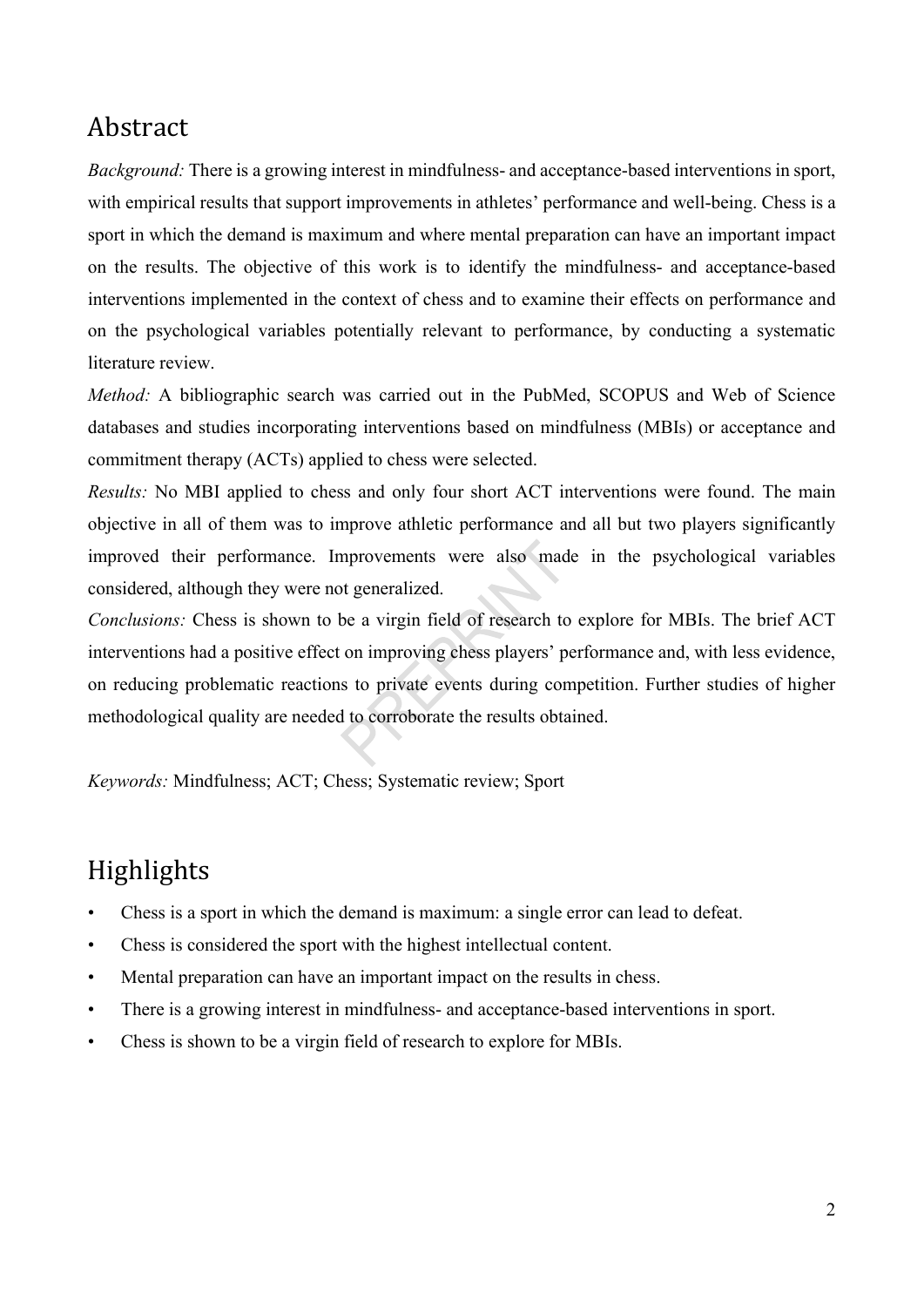## Abstract

*Background:* There is a growing interest in mindfulness- and acceptance-based interventions in sport, with empirical results that support improvements in athletes' performance and well-being. Chess is a sport in which the demand is maximum and where mental preparation can have an important impact on the results. The objective of this work is to identify the mindfulness- and acceptance-based interventions implemented in the context of chess and to examine their effects on performance and on the psychological variables potentially relevant to performance, by conducting a systematic literature review.

*Method:* A bibliographic search was carried out in the PubMed, SCOPUS and Web of Science databases and studies incorporating interventions based on mindfulness (MBIs) or acceptance and commitment therapy (ACTs) applied to chess were selected.

*Results:* No MBI applied to chess and only four short ACT interventions were found. The main objective in all of them was to improve athletic performance and all but two players significantly improved their performance. Improvements were also made in the psychological variables considered, although they were not generalized.

*Conclusions:* Chess is shown to be a virgin field of research to explore for MBIs. The brief ACT interventions had a positive effect on improving chess players' performance and, with less evidence, on reducing problematic reactions to private events during competition. Further studies of higher methodological quality are needed to corroborate the results obtained.

*Keywords:* Mindfulness; ACT; Chess; Systematic review; Sport

## Highlights

- Chess is a sport in which the demand is maximum: a single error can lead to defeat.
- Chess is considered the sport with the highest intellectual content.
- Mental preparation can have an important impact on the results in chess.
- There is a growing interest in mindfulness- and acceptance-based interventions in sport.
- Chess is shown to be a virgin field of research to explore for MBIs.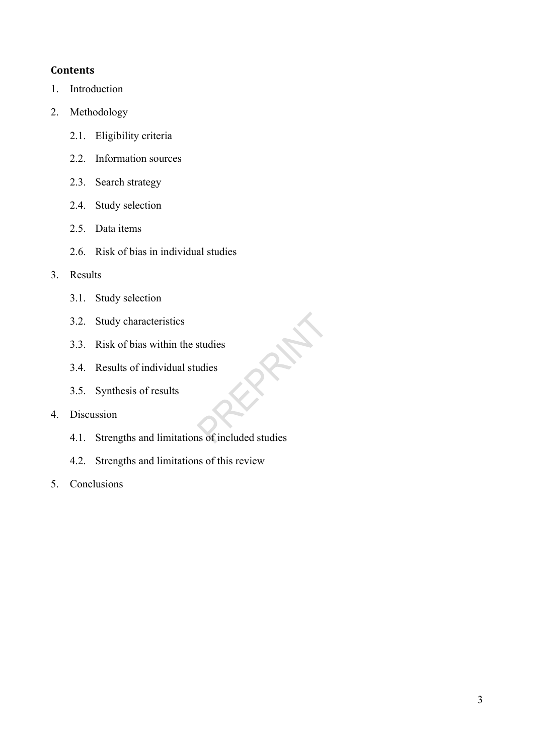**Contents**

1. Introduction
2. Methodology
    - 2.1. Eligibility criteria
    - 2.2. Information sources
    - 2.3. Search strategy
    - 2.4. Study selection
    - 2.5. Data items
    - 2.6. Risk of bias in individual studies
3. Results
    - 3.1. Study selection
    - 3.2. Study characteristics
    - 3.3. Risk of bias within the studies
    - 3.4. Results of individual studies
    - 3.5. Synthesis of results
4. Discussion
    - 4.1. Strengths and limitations of included studies
    - 4.2. Strengths and limitations of this review
5. Conclusions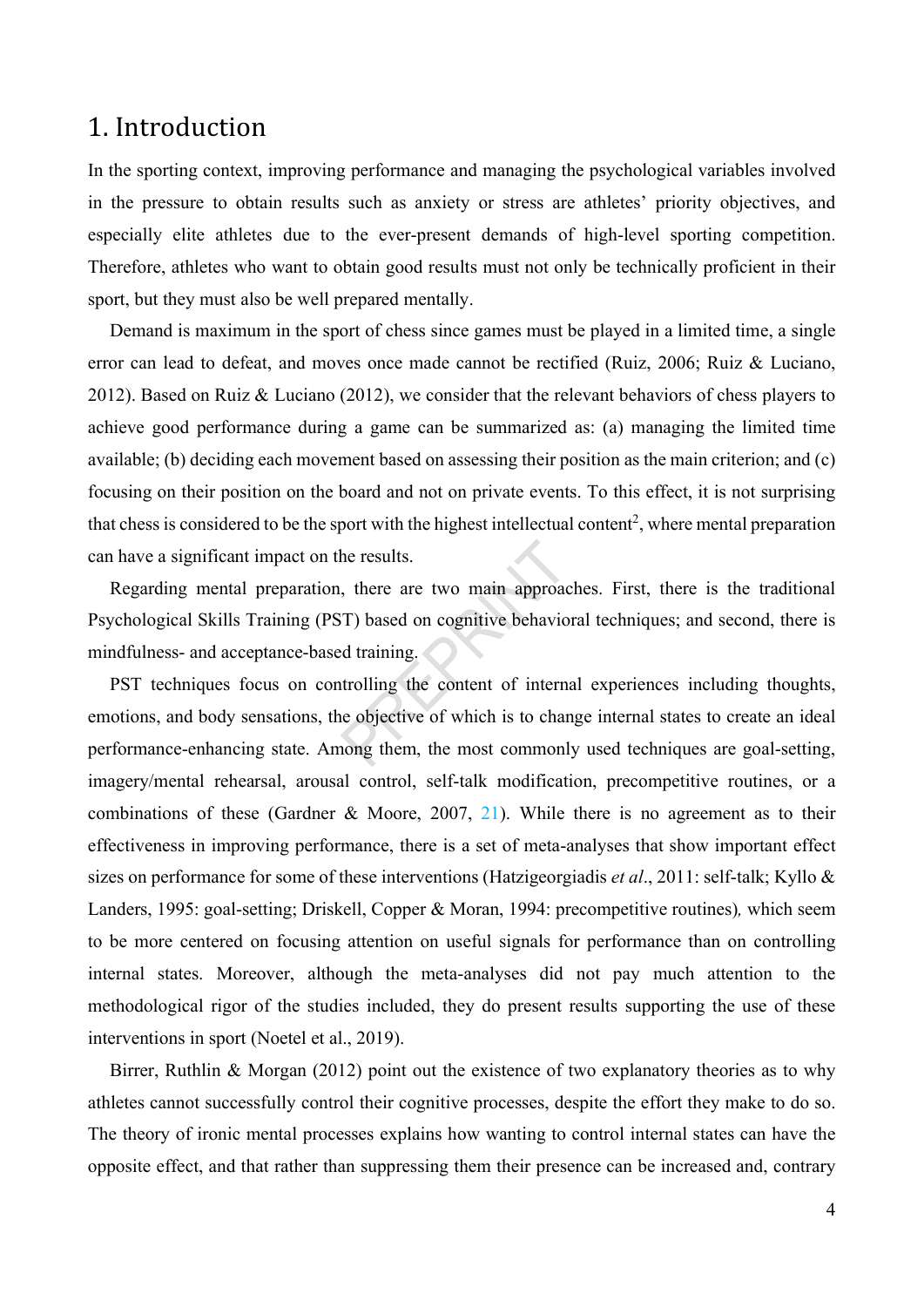# 1. Introduction

In the sporting context, improving performance and managing the psychological variables involved in the pressure to obtain results such as anxiety or stress are athletes' priority objectives, and especially elite athletes due to the ever-present demands of high-level sporting competition. Therefore, athletes who want to obtain good results must not only be technically proficient in their sport, but they must also be well prepared mentally.

Demand is maximum in the sport of chess since games must be played in a limited time, a single error can lead to defeat, and moves once made cannot be rectified (Ruiz, 2006; Ruiz & Luciano, 2012). Based on Ruiz & Luciano (2012), we consider that the relevant behaviors of chess players to achieve good performance during a game can be summarized as: (a) managing the limited time available; (b) deciding each movement based on assessing their position as the main criterion; and (c) focusing on their position on the board and not on private events. To this effect, it is not surprising that chess is considered to be the sport with the highest intellectual content[2], where mental preparation can have a significant impact on the results.

Regarding mental preparation, there are two main approaches. First, there is the traditional Psychological Skills Training (PST) based on cognitive behavioral techniques; and second, there is mindfulness- and acceptance-based training.

PST techniques focus on controlling the content of internal experiences including thoughts, emotions, and body sensations, the objective of which is to change internal states to create an ideal performance-enhancing state. Among them, the most commonly used techniques are goal-setting, imagery/mental rehearsal, arousal control, self-talk modification, precompetitive routines, or a combinations of these (Gardner & Moore, 2007, 21). While there is no agreement as to their effectiveness in improving performance, there is a set of meta-analyses that show important effect sizes on performance for some of these interventions (Hatzigeorgiadis *et al*., 2011: self-talk; Kyllo & Landers, 1995: goal-setting; Driskell, Copper & Moran, 1994: precompetitive routines)*,* which seem to be more centered on focusing attention on useful signals for performance than on controlling internal states. Moreover, although the meta-analyses did not pay much attention to the methodological rigor of the studies included, they do present results supporting the use of these interventions in sport (Noetel et al., 2019).

Birrer, Ruthlin & Morgan (2012) point out the existence of two explanatory theories as to why athletes cannot successfully control their cognitive processes, despite the effort they make to do so. The theory of ironic mental processes explains how wanting to control internal states can have the opposite effect, and that rather than suppressing them their presence can be increased and, contrary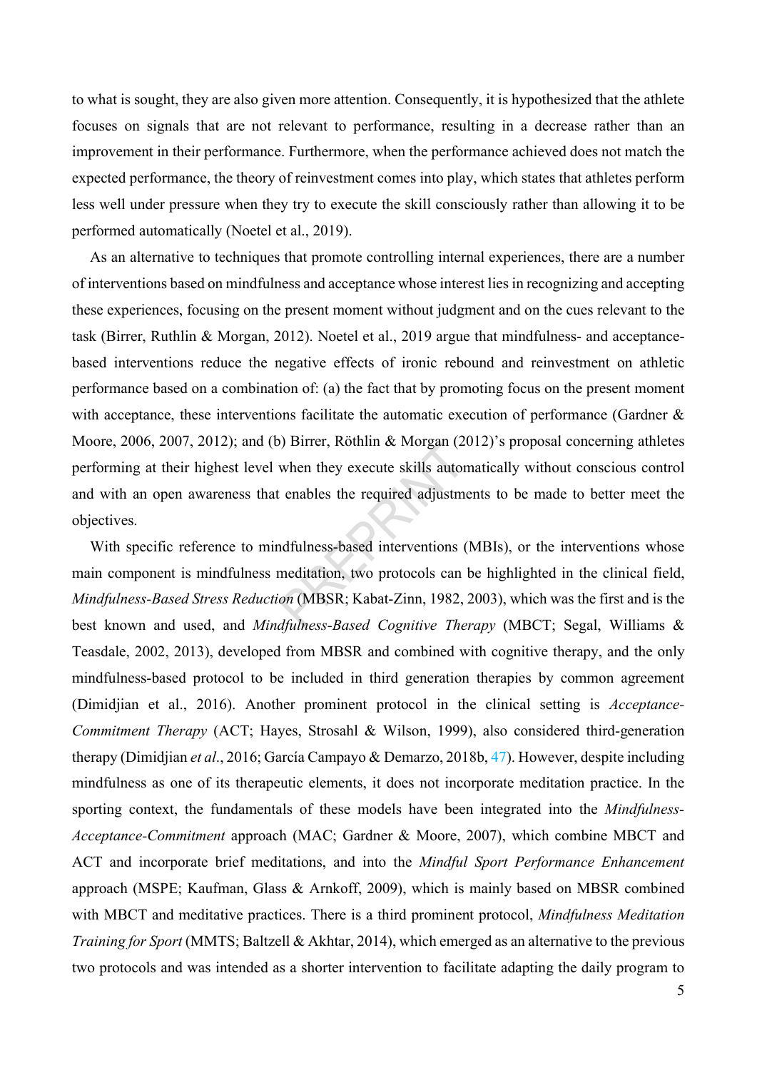to what is sought, they are also given more attention. Consequently, it is hypothesized that the athlete focuses on signals that are not relevant to performance, resulting in a decrease rather than an improvement in their performance. Furthermore, when the performance achieved does not match the expected performance, the theory of reinvestment comes into play, which states that athletes perform less well under pressure when they try to execute the skill consciously rather than allowing it to be performed automatically (Noetel et al., 2019).

As an alternative to techniques that promote controlling internal experiences, there are a number of interventions based on mindfulness and acceptance whose interest lies in recognizing and accepting these experiences, focusing on the present moment without judgment and on the cues relevant to the task (Birrer, Ruthlin & Morgan, 2012). Noetel et al., 2019 argue that mindfulness- and acceptance-based interventions reduce the negative effects of ironic rebound and reinvestment on athletic performance based on a combination of: (a) the fact that by promoting focus on the present moment with acceptance, these interventions facilitate the automatic execution of performance (Gardner & Moore, 2006, 2007, 2012); and (b) Birrer, Röthlin & Morgan (2012)'s proposal concerning athletes performing at their highest level when they execute skills automatically without conscious control and with an open awareness that enables the required adjustments to be made to better meet the objectives.

With specific reference to mindfulness-based interventions (MBIs), or the interventions whose main component is mindfulness meditation, two protocols can be highlighted in the clinical field, *Mindfulness-Based Stress Reduction* (MBSR; Kabat-Zinn, 1982, 2003), which was the first and is the best known and used, and *Mindfulness-Based Cognitive Therapy* (MBCT; Segal, Williams & Teasdale, 2002, 2013), developed from MBSR and combined with cognitive therapy, and the only mindfulness-based protocol to be included in third generation therapies by common agreement (Dimidjian et al., 2016). Another prominent protocol in the clinical setting is *Acceptance-Commitment Therapy* (ACT; Hayes, Strosahl & Wilson, 1999), also considered third-generation therapy (Dimidjian *et al*., 2016; García Campayo & Demarzo, 2018b, 47). However, despite including mindfulness as one of its therapeutic elements, it does not incorporate meditation practice. In the sporting context, the fundamentals of these models have been integrated into the *Mindfulness-Acceptance-Commitment* approach (MAC; Gardner & Moore, 2007), which combine MBCT and ACT and incorporate brief meditations, and into the *Mindful Sport Performance Enhancement* approach (MSPE; Kaufman, Glass & Arnkoff, 2009), which is mainly based on MBSR combined with MBCT and meditative practices. There is a third prominent protocol, *Mindfulness Meditation Training for Sport* (MMTS; Baltzell & Akhtar, 2014), which emerged as an alternative to the previous two protocols and was intended as a shorter intervention to facilitate adapting the daily program to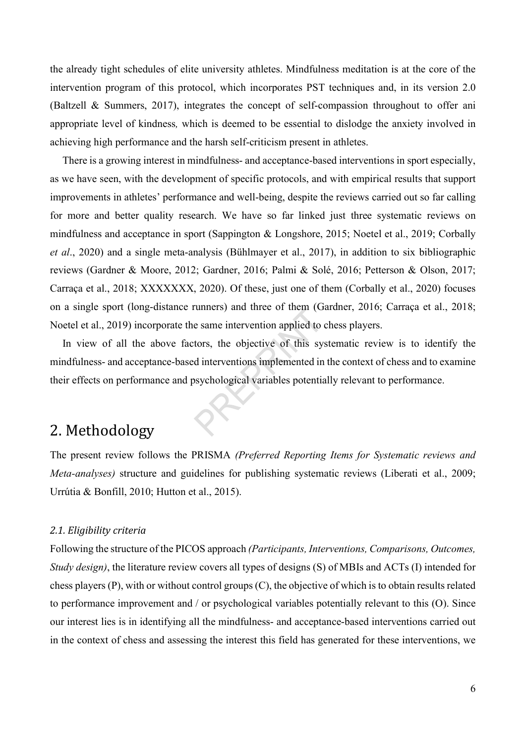the already tight schedules of elite university athletes. Mindfulness meditation is at the core of the intervention program of this protocol, which incorporates PST techniques and, in its version 2.0 (Baltzell & Summers, 2017), integrates the concept of self-compassion throughout to offer ani appropriate level of kindness*,* which is deemed to be essential to dislodge the anxiety involved in achieving high performance and the harsh self-criticism present in athletes.

There is a growing interest in mindfulness- and acceptance-based interventions in sport especially, as we have seen, with the development of specific protocols, and with empirical results that support improvements in athletes' performance and well-being, despite the reviews carried out so far calling for more and better quality research. We have so far linked just three systematic reviews on mindfulness and acceptance in sport (Sappington & Longshore, 2015; Noetel et al., 2019; Corbally *et al*., 2020) and a single meta-analysis (Bühlmayer et al., 2017), in addition to six bibliographic reviews (Gardner & Moore, 2012; Gardner, 2016; Palmi & Solé, 2016; Petterson & Olson, 2017; Carraça et al., 2018; XXXXXXX, 2020). Of these, just one of them (Corbally et al., 2020) focuses on a single sport (long-distance runners) and three of them (Gardner, 2016; Carraça et al., 2018; Noetel et al., 2019) incorporate the same intervention applied to chess players.

In view of all the above factors, the objective of this systematic review is to identify the mindfulness- and acceptance-based interventions implemented in the context of chess and to examine their effects on performance and psychological variables potentially relevant to performance.

## 2. Methodology

The present review follows the PRISMA *(Preferred Reporting Items for Systematic reviews and Meta-analyses)* structure and guidelines for publishing systematic reviews (Liberati et al., 2009; Urrútia & Bonfill, 2010; Hutton et al., 2015).

### *2.1. Eligibility criteria*

Following the structure of the PICOS approach *(Participants, Interventions, Comparisons, Outcomes, Study design)*, the literature review covers all types of designs (S) of MBIs and ACTs (I) intended for chess players (P), with or without control groups (C), the objective of which is to obtain results related to performance improvement and / or psychological variables potentially relevant to this (O). Since our interest lies is in identifying all the mindfulness- and acceptance-based interventions carried out in the context of chess and assessing the interest this field has generated for these interventions, we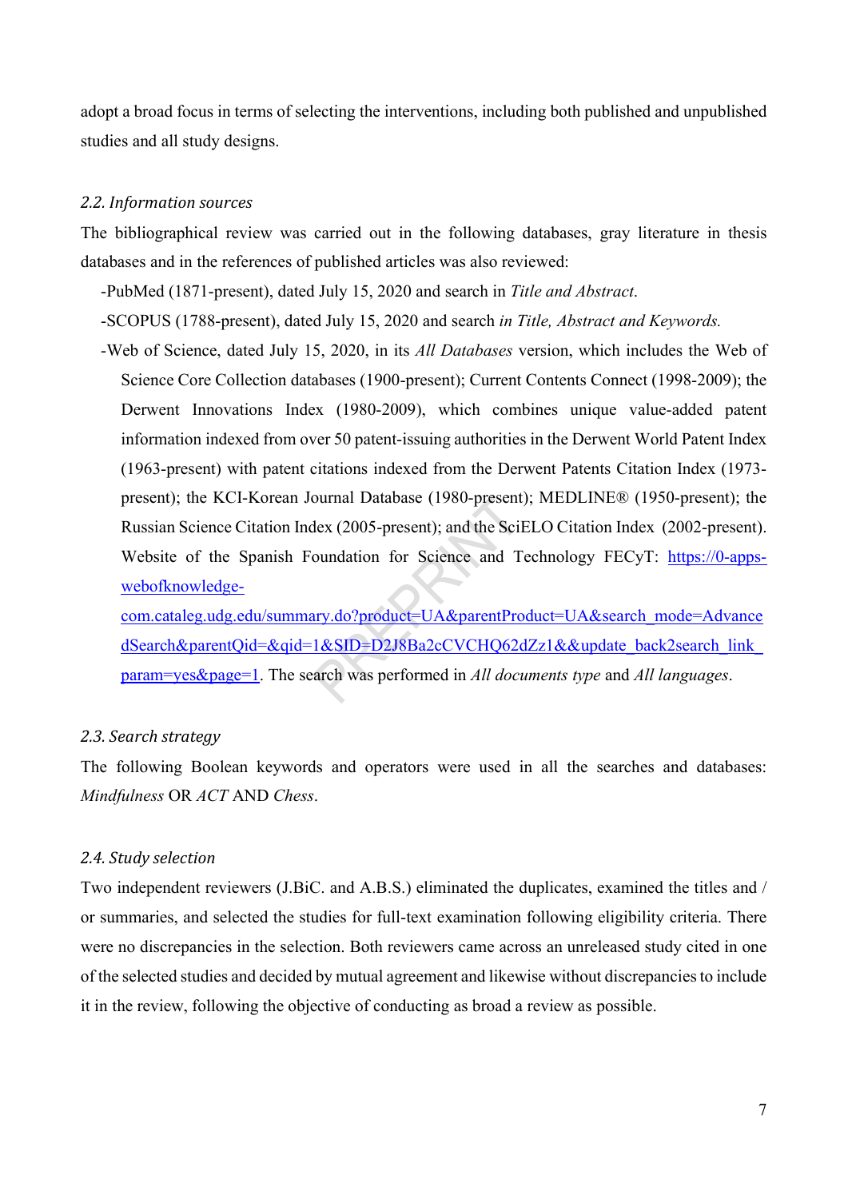adopt a broad focus in terms of selecting the interventions, including both published and unpublished studies and all study designs.

### 2.2. Information sources

The bibliographical review was carried out in the following databases, gray literature in thesis databases and in the references of published articles was also reviewed:

- PubMed (1871-present), dated July 15, 2020 and search in *Title and Abstract*.
- SCOPUS (1788-present), dated July 15, 2020 and search *in Title, Abstract and Keywords.*
- Web of Science, dated July 15, 2020, in its *All Databases* version, which includes the Web of Science Core Collection databases (1900-present); Current Contents Connect (1998-2009); the Derwent Innovations Index (1980-2009), which combines unique value-added patent information indexed from over 50 patent-issuing authorities in the Derwent World Patent Index (1963-present) with patent citations indexed from the Derwent Patents Citation Index (1973-present); the KCI-Korean Journal Database (1980-present); MEDLINE® (1950-present); the Russian Science Citation Index (2005-present); and the SciELO Citation Index (2002-present). Website of the Spanish Foundation for Science and Technology FECyT: https://0-apps-webofknowledge-com.cataleg.udg.edu/summary.do?product=UA&parentProduct=UA&search_mode=AdvancedSearch&parentQid=&qid=1&SID=D2J8Ba2cCVCHQ62dZz1&&update_back2search_link_param=yes&page=1. The search was performed in *All documents type* and *All languages*.

### 2.3. Search strategy

The following Boolean keywords and operators were used in all the searches and databases: *Mindfulness* OR *ACT* AND *Chess*.

### 2.4. Study selection

Two independent reviewers (J.BiC. and A.B.S.) eliminated the duplicates, examined the titles and / or summaries, and selected the studies for full-text examination following eligibility criteria. There were no discrepancies in the selection. Both reviewers came across an unreleased study cited in one of the selected studies and decided by mutual agreement and likewise without discrepancies to include it in the review, following the objective of conducting as broad a review as possible.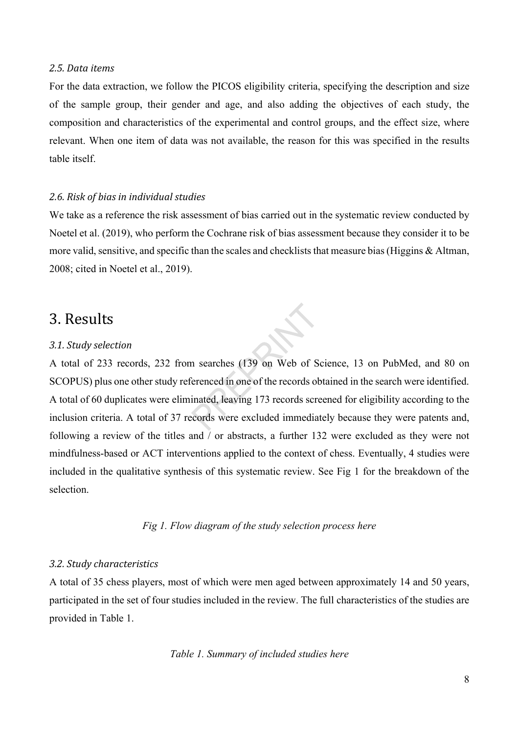### 2.5. Data items

For the data extraction, we follow the PICOS eligibility criteria, specifying the description and size of the sample group, their gender and age, and also adding the objectives of each study, the composition and characteristics of the experimental and control groups, and the effect size, where relevant. When one item of data was not available, the reason for this was specified in the results table itself.

### 2.6. Risk of bias in individual studies

We take as a reference the risk assessment of bias carried out in the systematic review conducted by Noetel et al. (2019), who perform the Cochrane risk of bias assessment because they consider it to be more valid, sensitive, and specific than the scales and checklists that measure bias (Higgins & Altman, 2008; cited in Noetel et al., 2019).

## 3. Results

### 3.1. Study selection

A total of 233 records, 232 from searches (139 on Web of Science, 13 on PubMed, and 80 on SCOPUS) plus one other study referenced in one of the records obtained in the search were identified. A total of 60 duplicates were eliminated, leaving 173 records screened for eligibility according to the inclusion criteria. A total of 37 records were excluded immediately because they were patents and, following a review of the titles and / or abstracts, a further 132 were excluded as they were not mindfulness-based or ACT interventions applied to the context of chess. Eventually, 4 studies were included in the qualitative synthesis of this systematic review. See Fig 1 for the breakdown of the selection.

*Fig 1. Flow diagram of the study selection process here*

### 3.2. Study characteristics

A total of 35 chess players, most of which were men aged between approximately 14 and 50 years, participated in the set of four studies included in the review. The full characteristics of the studies are provided in Table 1.

*Table 1. Summary of included studies here*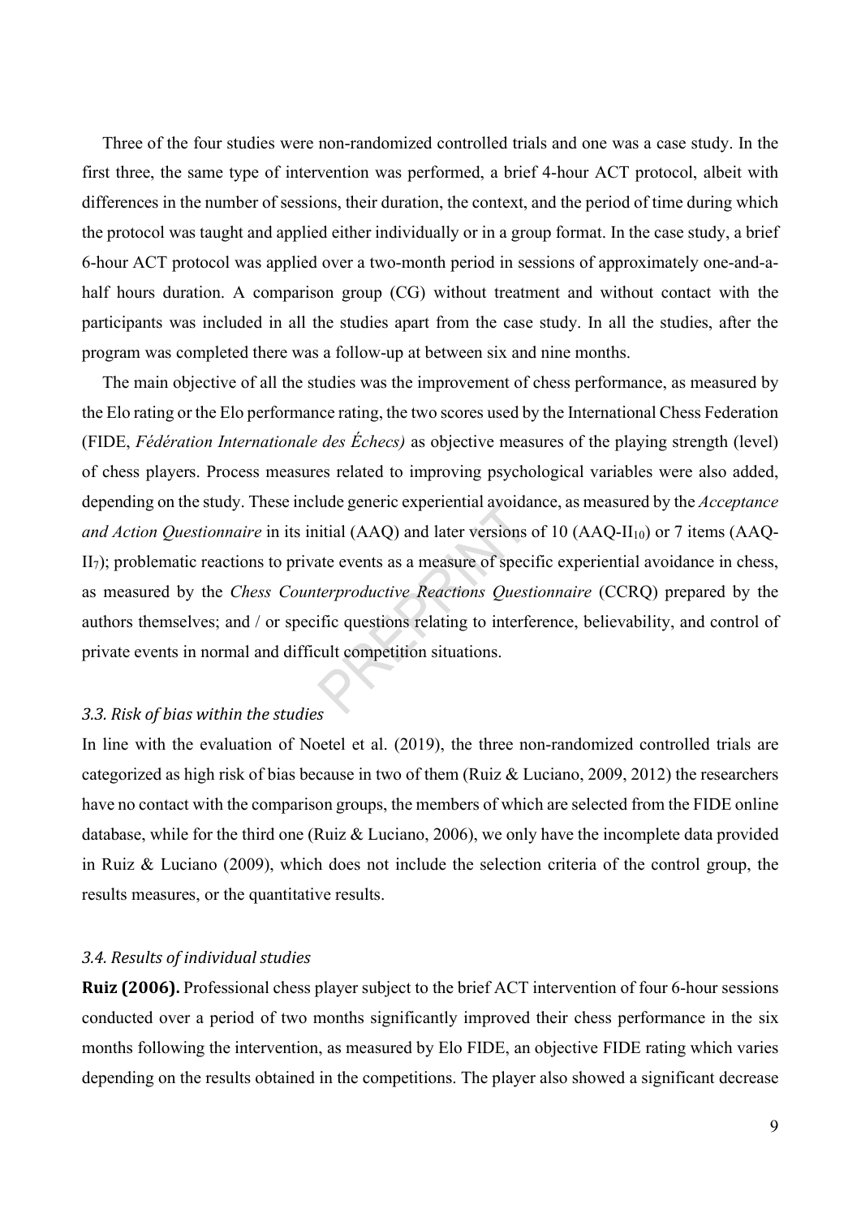Three of the four studies were non-randomized controlled trials and one was a case study. In the first three, the same type of intervention was performed, a brief 4-hour ACT protocol, albeit with differences in the number of sessions, their duration, the context, and the period of time during which the protocol was taught and applied either individually or in a group format. In the case study, a brief 6-hour ACT protocol was applied over a two-month period in sessions of approximately one-and-a-half hours duration. A comparison group (CG) without treatment and without contact with the participants was included in all the studies apart from the case study. In all the studies, after the program was completed there was a follow-up at between six and nine months.

The main objective of all the studies was the improvement of chess performance, as measured by the Elo rating or the Elo performance rating, the two scores used by the International Chess Federation (FIDE, *Fédération Internationale des Échecs)* as objective measures of the playing strength (level) of chess players. Process measures related to improving psychological variables were also added, depending on the study. These include generic experiential avoidance, as measured by the *Acceptance and Action Questionnaire* in its initial (AAQ) and later versions of 10 (AAQ-$II_{10}$) or 7 items (AAQ-$II_7$); problematic reactions to private events as a measure of specific experiential avoidance in chess, as measured by the *Chess Counterproductive Reactions Questionnaire* (CCRQ) prepared by the authors themselves; and / or specific questions relating to interference, believability, and control of private events in normal and difficult competition situations.

### *3.3. Risk of bias within the studies*

In line with the evaluation of Noetel et al. (2019), the three non-randomized controlled trials are categorized as high risk of bias because in two of them (Ruiz & Luciano, 2009, 2012) the researchers have no contact with the comparison groups, the members of which are selected from the FIDE online database, while for the third one (Ruiz & Luciano, 2006), we only have the incomplete data provided in Ruiz & Luciano (2009), which does not include the selection criteria of the control group, the results measures, or the quantitative results.

### *3.4. Results of individual studies*

**Ruiz (2006).** Professional chess player subject to the brief ACT intervention of four 6-hour sessions conducted over a period of two months significantly improved their chess performance in the six months following the intervention, as measured by Elo FIDE, an objective FIDE rating which varies depending on the results obtained in the competitions. The player also showed a significant decrease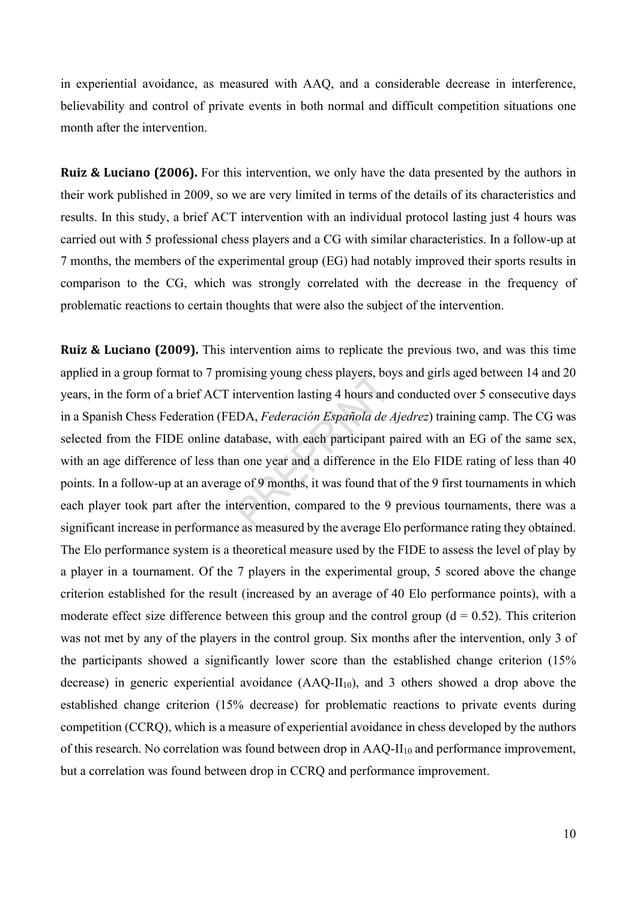in experiential avoidance, as measured with AAQ, and a considerable decrease in interference, believability and control of private events in both normal and difficult competition situations one month after the intervention.

**Ruiz & Luciano (2006).** For this intervention, we only have the data presented by the authors in their work published in 2009, so we are very limited in terms of the details of its characteristics and results. In this study, a brief ACT intervention with an individual protocol lasting just 4 hours was carried out with 5 professional chess players and a CG with similar characteristics. In a follow-up at 7 months, the members of the experimental group (EG) had notably improved their sports results in comparison to the CG, which was strongly correlated with the decrease in the frequency of problematic reactions to certain thoughts that were also the subject of the intervention.

**Ruiz & Luciano (2009).** This intervention aims to replicate the previous two, and was this time applied in a group format to 7 promising young chess players, boys and girls aged between 14 and 20 years, in the form of a brief ACT intervention lasting 4 hours and conducted over 5 consecutive days in a Spanish Chess Federation (FEDA, *Federación Española de Ajedrez*) training camp. The CG was selected from the FIDE online database, with each participant paired with an EG of the same sex, with an age difference of less than one year and a difference in the Elo FIDE rating of less than 40 points. In a follow-up at an average of 9 months, it was found that of the 9 first tournaments in which each player took part after the intervention, compared to the 9 previous tournaments, there was a significant increase in performance as measured by the average Elo performance rating they obtained. The Elo performance system is a theoretical measure used by the FIDE to assess the level of play by a player in a tournament. Of the 7 players in the experimental group, 5 scored above the change criterion established for the result (increased by an average of 40 Elo performance points), with a moderate effect size difference between this group and the control group ($d = 0.52$). This criterion was not met by any of the players in the control group. Six months after the intervention, only 3 of the participants showed a significantly lower score than the established change criterion (15% decrease) in generic experiential avoidance ($AAQ\text{-}II_{10}$), and 3 others showed a drop above the established change criterion (15% decrease) for problematic reactions to private events during competition (CCRQ), which is a measure of experiential avoidance in chess developed by the authors of this research. No correlation was found between drop in $AAQ\text{-}II_{10}$ and performance improvement, but a correlation was found between drop in CCRQ and performance improvement.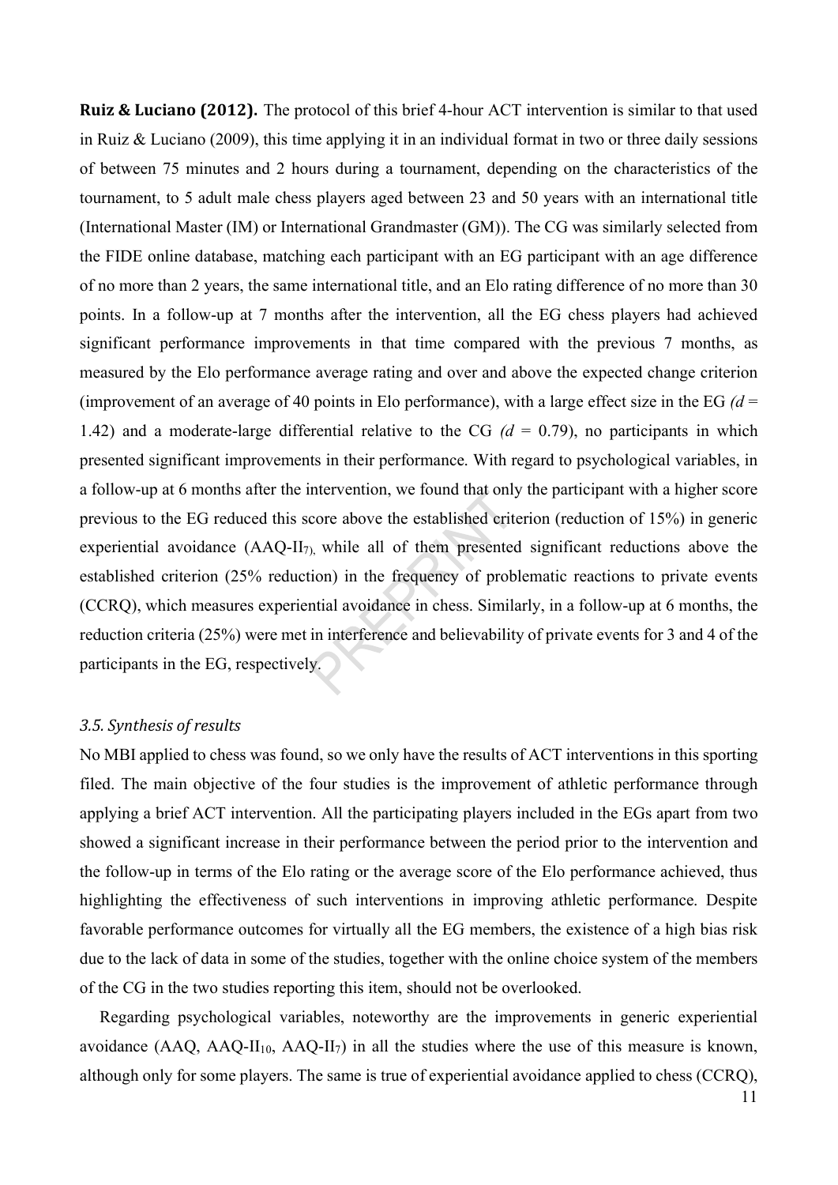**Ruiz & Luciano (2012).** The protocol of this brief 4-hour ACT intervention is similar to that used in Ruiz & Luciano (2009), this time applying it in an individual format in two or three daily sessions of between 75 minutes and 2 hours during a tournament, depending on the characteristics of the tournament, to 5 adult male chess players aged between 23 and 50 years with an international title (International Master (IM) or International Grandmaster (GM)). The CG was similarly selected from the FIDE online database, matching each participant with an EG participant with an age difference of no more than 2 years, the same international title, and an Elo rating difference of no more than 30 points. In a follow-up at 7 months after the intervention, all the EG chess players had achieved significant performance improvements in that time compared with the previous 7 months, as measured by the Elo performance average rating and over and above the expected change criterion (improvement of an average of 40 points in Elo performance), with a large effect size in the EG *(d* = 1.42) and a moderate-large differential relative to the CG *(d* = 0.79), no participants in which presented significant improvements in their performance. With regard to psychological variables, in a follow-up at 6 months after the intervention, we found that only the participant with a higher score previous to the EG reduced this score above the established criterion (reduction of 15%) in generic experiential avoidance (AAQ-$II_7$), while all of them presented significant reductions above the established criterion (25% reduction) in the frequency of problematic reactions to private events (CCRQ), which measures experiential avoidance in chess. Similarly, in a follow-up at 6 months, the reduction criteria (25%) were met in interference and believability of private events for 3 and 4 of the participants in the EG, respectively.

### *3.5. Synthesis of results*

No MBI applied to chess was found, so we only have the results of ACT interventions in this sporting filed. The main objective of the four studies is the improvement of athletic performance through applying a brief ACT intervention. All the participating players included in the EGs apart from two showed a significant increase in their performance between the period prior to the intervention and the follow-up in terms of the Elo rating or the average score of the Elo performance achieved, thus highlighting the effectiveness of such interventions in improving athletic performance. Despite favorable performance outcomes for virtually all the EG members, the existence of a high bias risk due to the lack of data in some of the studies, together with the online choice system of the members of the CG in the two studies reporting this item, should not be overlooked.

Regarding psychological variables, noteworthy are the improvements in generic experiential avoidance (AAQ, AAQ-$II_{10}$, AAQ-$II_7$) in all the studies where the use of this measure is known, although only for some players. The same is true of experiential avoidance applied to chess (CCRQ),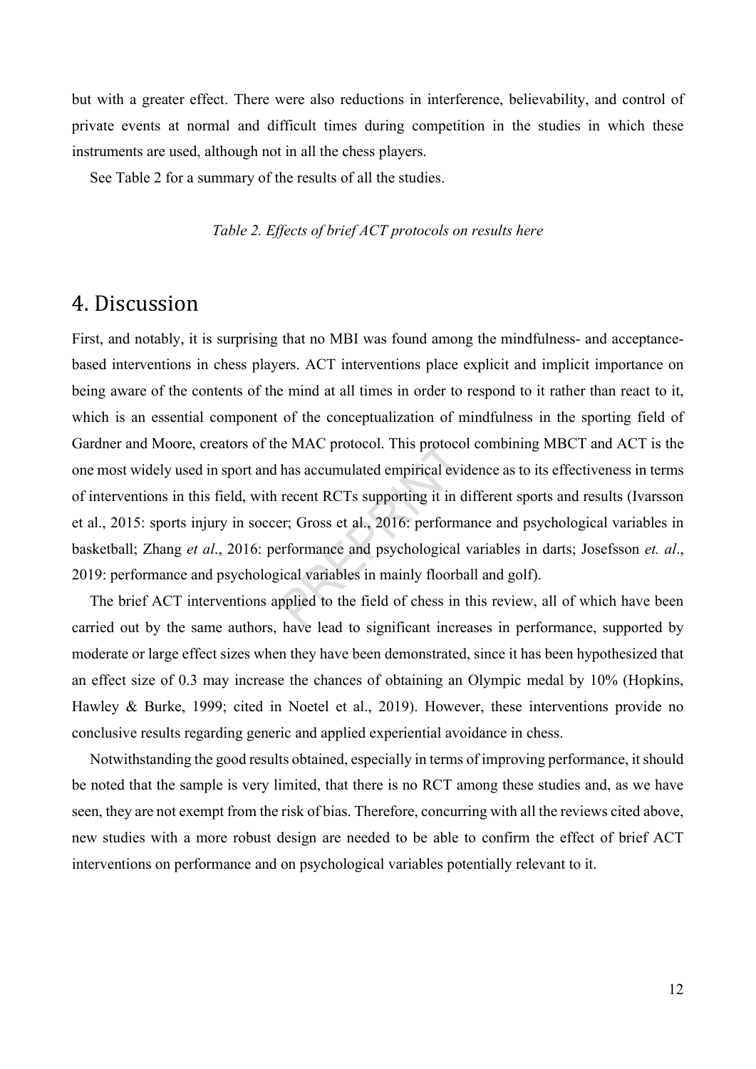but with a greater effect. There were also reductions in interference, believability, and control of private events at normal and difficult times during competition in the studies in which these instruments are used, although not in all the chess players.

See Table 2 for a summary of the results of all the studies.

*Table 2. Effects of brief ACT protocols on results here*

# 4. Discussion

First, and notably, it is surprising that no MBI was found among the mindfulness- and acceptance-based interventions in chess players. ACT interventions place explicit and implicit importance on being aware of the contents of the mind at all times in order to respond to it rather than react to it, which is an essential component of the conceptualization of mindfulness in the sporting field of Gardner and Moore, creators of the MAC protocol. This protocol combining MBCT and ACT is the one most widely used in sport and has accumulated empirical evidence as to its effectiveness in terms of interventions in this field, with recent RCTs supporting it in different sports and results (Ivarsson et al., 2015: sports injury in soccer; Gross et al., 2016: performance and psychological variables in basketball; Zhang *et al*., 2016: performance and psychological variables in darts; Josefsson *et. al*., 2019: performance and psychological variables in mainly floorball and golf).

The brief ACT interventions applied to the field of chess in this review, all of which have been carried out by the same authors, have lead to significant increases in performance, supported by moderate or large effect sizes when they have been demonstrated, since it has been hypothesized that an effect size of 0.3 may increase the chances of obtaining an Olympic medal by 10% (Hopkins, Hawley & Burke, 1999; cited in Noetel et al., 2019). However, these interventions provide no conclusive results regarding generic and applied experiential avoidance in chess.

Notwithstanding the good results obtained, especially in terms of improving performance, it should be noted that the sample is very limited, that there is no RCT among these studies and, as we have seen, they are not exempt from the risk of bias. Therefore, concurring with all the reviews cited above, new studies with a more robust design are needed to be able to confirm the effect of brief ACT interventions on performance and on psychological variables potentially relevant to it.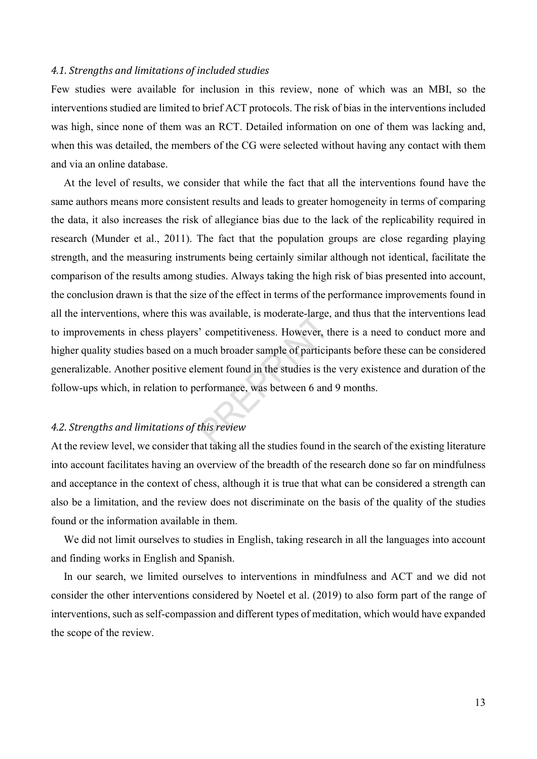### *4.1. Strengths and limitations of included studies*

Few studies were available for inclusion in this review, none of which was an MBI, so the interventions studied are limited to brief ACT protocols. The risk of bias in the interventions included was high, since none of them was an RCT. Detailed information on one of them was lacking and, when this was detailed, the members of the CG were selected without having any contact with them and via an online database.

At the level of results, we consider that while the fact that all the interventions found have the same authors means more consistent results and leads to greater homogeneity in terms of comparing the data, it also increases the risk of allegiance bias due to the lack of the replicability required in research (Munder et al., 2011). The fact that the population groups are close regarding playing strength, and the measuring instruments being certainly similar although not identical, facilitate the comparison of the results among studies. Always taking the high risk of bias presented into account, the conclusion drawn is that the size of the effect in terms of the performance improvements found in all the interventions, where this was available, is moderate-large, and thus that the interventions lead to improvements in chess players' competitiveness. However, there is a need to conduct more and higher quality studies based on a much broader sample of participants before these can be considered generalizable. Another positive element found in the studies is the very existence and duration of the follow-ups which, in relation to performance, was between 6 and 9 months.

### *4.2. Strengths and limitations of this review*

At the review level, we consider that taking all the studies found in the search of the existing literature into account facilitates having an overview of the breadth of the research done so far on mindfulness and acceptance in the context of chess, although it is true that what can be considered a strength can also be a limitation, and the review does not discriminate on the basis of the quality of the studies found or the information available in them.

We did not limit ourselves to studies in English, taking research in all the languages into account and finding works in English and Spanish.

In our search, we limited ourselves to interventions in mindfulness and ACT and we did not consider the other interventions considered by Noetel et al. (2019) to also form part of the range of interventions, such as self-compassion and different types of meditation, which would have expanded the scope of the review.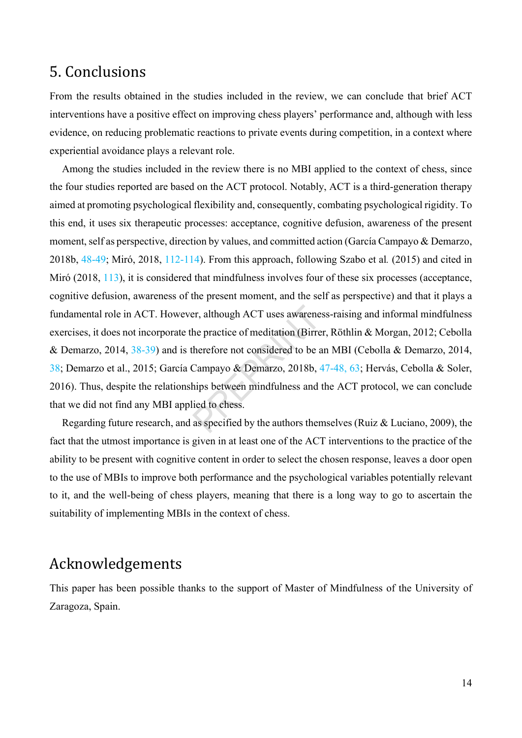## 5. Conclusions

From the results obtained in the studies included in the review, we can conclude that brief ACT interventions have a positive effect on improving chess players' performance and, although with less evidence, on reducing problematic reactions to private events during competition, in a context where experiential avoidance plays a relevant role.

Among the studies included in the review there is no MBI applied to the context of chess, since the four studies reported are based on the ACT protocol. Notably, ACT is a third-generation therapy aimed at promoting psychological flexibility and, consequently, combating psychological rigidity. To this end, it uses six therapeutic processes: acceptance, cognitive defusion, awareness of the present moment, self as perspective, direction by values, and committed action (García Campayo & Demarzo, 2018b, 48-49; Miró, 2018, 112-114). From this approach, following Szabo et al. (2015) and cited in Miró (2018, 113), it is considered that mindfulness involves four of these six processes (acceptance, cognitive defusion, awareness of the present moment, and the self as perspective) and that it plays a fundamental role in ACT. However, although ACT uses awareness-raising and informal mindfulness exercises, it does not incorporate the practice of meditation (Birrer, Röthlin & Morgan, 2012; Cebolla & Demarzo, 2014, 38-39) and is therefore not considered to be an MBI (Cebolla & Demarzo, 2014, 38; Demarzo et al., 2015; García Campayo & Demarzo, 2018b, 47-48, 63; Hervás, Cebolla & Soler, 2016). Thus, despite the relationships between mindfulness and the ACT protocol, we can conclude that we did not find any MBI applied to chess.

Regarding future research, and as specified by the authors themselves (Ruiz & Luciano, 2009), the fact that the utmost importance is given in at least one of the ACT interventions to the practice of the ability to be present with cognitive content in order to select the chosen response, leaves a door open to the use of MBIs to improve both performance and the psychological variables potentially relevant to it, and the well-being of chess players, meaning that there is a long way to go to ascertain the suitability of implementing MBIs in the context of chess.

## Acknowledgements

This paper has been possible thanks to the support of Master of Mindfulness of the University of Zaragoza, Spain.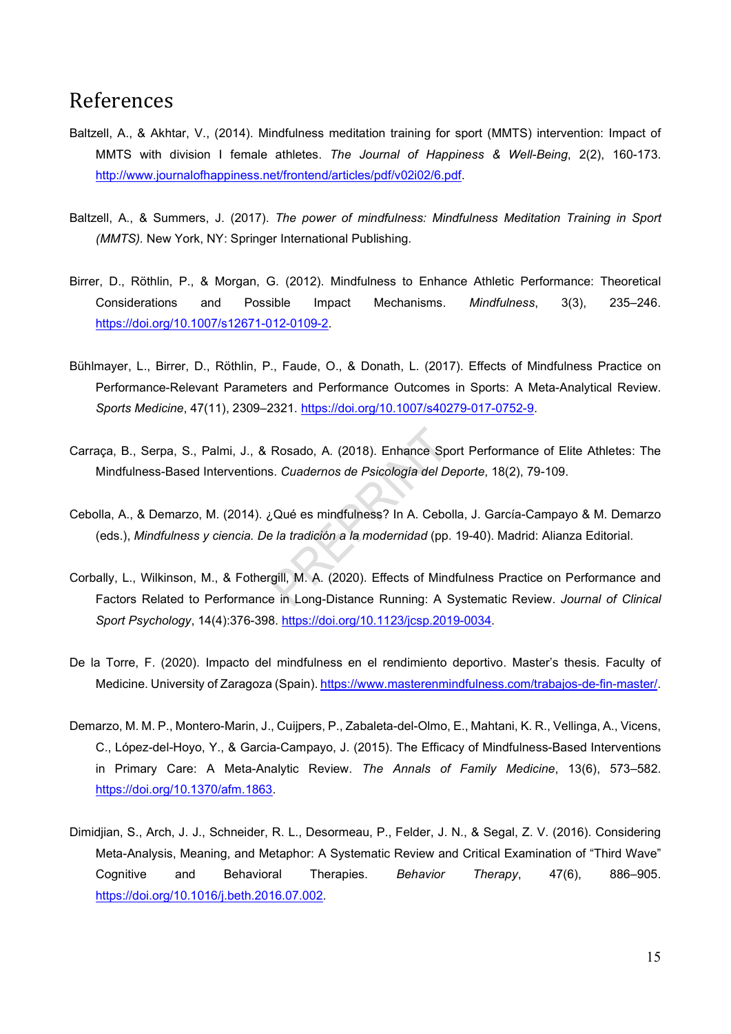# References

Baltzell, A., & Akhtar, V., (2014). Mindfulness meditation training for sport (MMTS) intervention: Impact of MMTS with division I female athletes. *The Journal of Happiness & Well-Being*, 2(2), 160-173. http://www.journalofhappiness.net/frontend/articles/pdf/v02i02/6.pdf.

Baltzell, A., & Summers, J. (2017). *The power of mindfulness: Mindfulness Meditation Training in Sport (MMTS).* New York, NY: Springer International Publishing.

Birrer, D., Röthlin, P., & Morgan, G. (2012). Mindfulness to Enhance Athletic Performance: Theoretical Considerations and Possible Impact Mechanisms. *Mindfulness*, 3(3), 235–246. https://doi.org/10.1007/s12671-012-0109-2.

Bühlmayer, L., Birrer, D., Röthlin, P., Faude, O., & Donath, L. (2017). Effects of Mindfulness Practice on Performance-Relevant Parameters and Performance Outcomes in Sports: A Meta-Analytical Review. *Sports Medicine*, 47(11), 2309–2321. https://doi.org/10.1007/s40279-017-0752-9.

Carraça, B., Serpa, S., Palmi, J., & Rosado, A. (2018). Enhance Sport Performance of Elite Athletes: The Mindfulness-Based Interventions. *Cuadernos de Psicología del Deporte*, 18(2), 79-109.

Cebolla, A., & Demarzo, M. (2014). ¿Qué es mindfulness? In A. Cebolla, J. García-Campayo & M. Demarzo (eds.), *Mindfulness y ciencia. De la tradición a la modernidad* (pp. 19-40). Madrid: Alianza Editorial.

Corbally, L., Wilkinson, M., & Fothergill, M. A. (2020). Effects of Mindfulness Practice on Performance and Factors Related to Performance in Long-Distance Running: A Systematic Review. *Journal of Clinical Sport Psychology*, 14(4):376-398. https://doi.org/10.1123/jcsp.2019-0034.

De la Torre, F. (2020). Impacto del mindfulness en el rendimiento deportivo. Master's thesis. Faculty of Medicine. University of Zaragoza (Spain). https://www.masterenmindfulness.com/trabajos-de-fin-master/.

Demarzo, M. M. P., Montero-Marin, J., Cuijpers, P., Zabaleta-del-Olmo, E., Mahtani, K. R., Vellinga, A., Vicens, C., López-del-Hoyo, Y., & Garcia-Campayo, J. (2015). The Efficacy of Mindfulness-Based Interventions in Primary Care: A Meta-Analytic Review. *The Annals of Family Medicine*, 13(6), 573–582. https://doi.org/10.1370/afm.1863.

Dimidjian, S., Arch, J. J., Schneider, R. L., Desormeau, P., Felder, J. N., & Segal, Z. V. (2016). Considering Meta-Analysis, Meaning, and Metaphor: A Systematic Review and Critical Examination of "Third Wave" Cognitive and Behavioral Therapies. *Behavior Therapy*, 47(6), 886–905. https://doi.org/10.1016/j.beth.2016.07.002.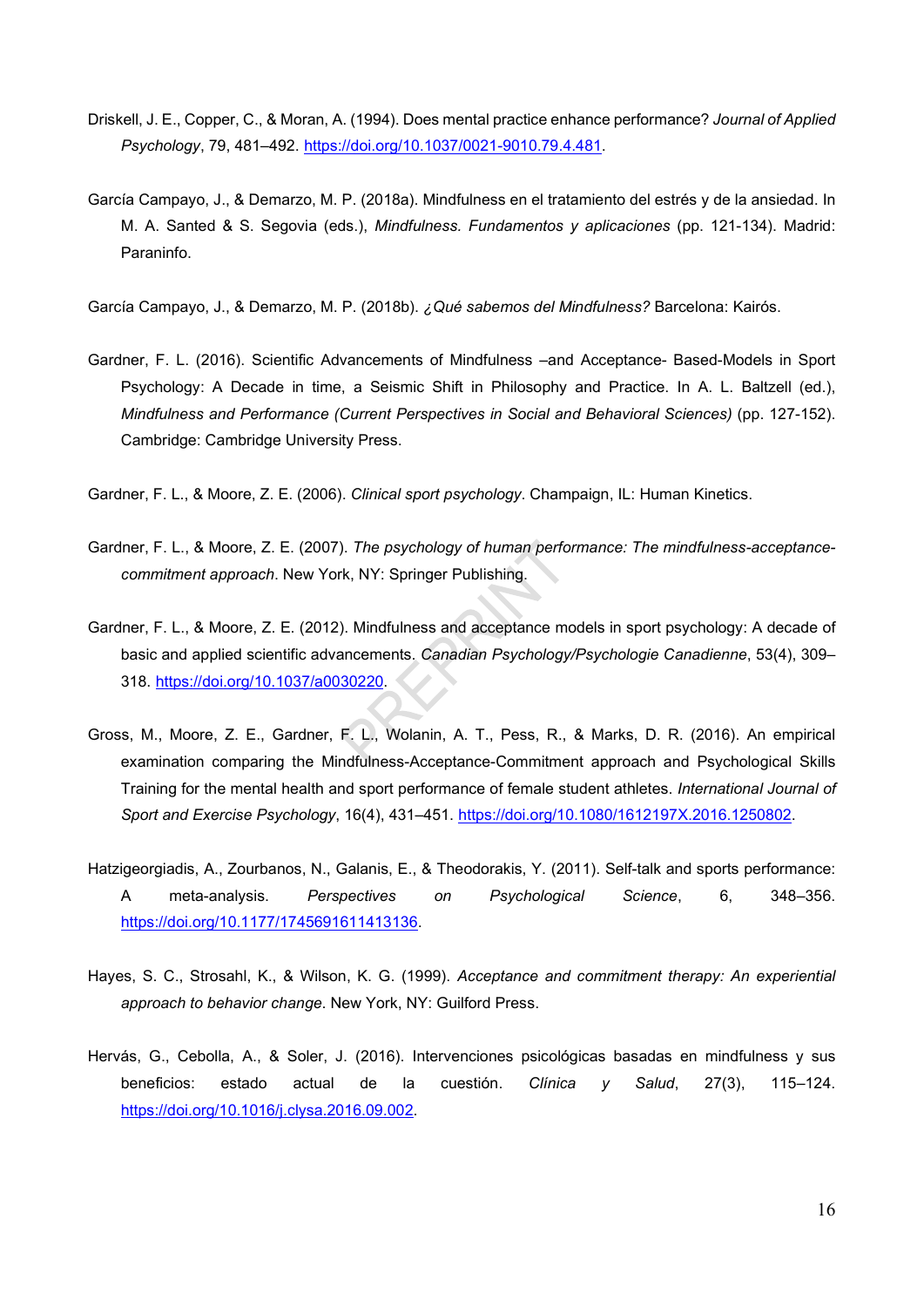Driskell, J. E., Copper, C., & Moran, A. (1994). Does mental practice enhance performance? *Journal of Applied Psychology*, 79, 481–492. https://doi.org/10.1037/0021-9010.79.4.481.

García Campayo, J., & Demarzo, M. P. (2018a). Mindfulness en el tratamiento del estrés y de la ansiedad. In M. A. Santed & S. Segovia (eds.), *Mindfulness. Fundamentos y aplicaciones* (pp. 121-134). Madrid: Paraninfo.

García Campayo, J., & Demarzo, M. P. (2018b). *¿Qué sabemos del Mindfulness?* Barcelona: Kairós.

Gardner, F. L. (2016). Scientific Advancements of Mindfulness –and Acceptance- Based-Models in Sport Psychology: A Decade in time, a Seismic Shift in Philosophy and Practice. In A. L. Baltzell (ed.), *Mindfulness and Performance (Current Perspectives in Social and Behavioral Sciences)* (pp. 127-152). Cambridge: Cambridge University Press.

Gardner, F. L., & Moore, Z. E. (2006). *Clinical sport psychology*. Champaign, IL: Human Kinetics.

Gardner, F. L., & Moore, Z. E. (2007). *The psychology of human performance: The mindfulness-acceptance-commitment approach*. New York, NY: Springer Publishing.

Gardner, F. L., & Moore, Z. E. (2012). Mindfulness and acceptance models in sport psychology: A decade of basic and applied scientific advancements. *Canadian Psychology/Psychologie Canadienne*, 53(4), 309–318. https://doi.org/10.1037/a0030220.

Gross, M., Moore, Z. E., Gardner, F. L., Wolanin, A. T., Pess, R., & Marks, D. R. (2016). An empirical examination comparing the Mindfulness-Acceptance-Commitment approach and Psychological Skills Training for the mental health and sport performance of female student athletes. *International Journal of Sport and Exercise Psychology*, 16(4), 431–451. https://doi.org/10.1080/1612197X.2016.1250802.

Hatzigeorgiadis, A., Zourbanos, N., Galanis, E., & Theodorakis, Y. (2011). Self-talk and sports performance: A meta-analysis. *Perspectives on Psychological Science*, 6, 348–356. https://doi.org/10.1177/1745691611413136.

Hayes, S. C., Strosahl, K., & Wilson, K. G. (1999). *Acceptance and commitment therapy: An experiential approach to behavior change*. New York, NY: Guilford Press.

Hervás, G., Cebolla, A., & Soler, J. (2016). Intervenciones psicológicas basadas en mindfulness y sus beneficios: estado actual de la cuestión. *Clínica y Salud*, 27(3), 115–124. https://doi.org/10.1016/j.clysa.2016.09.002.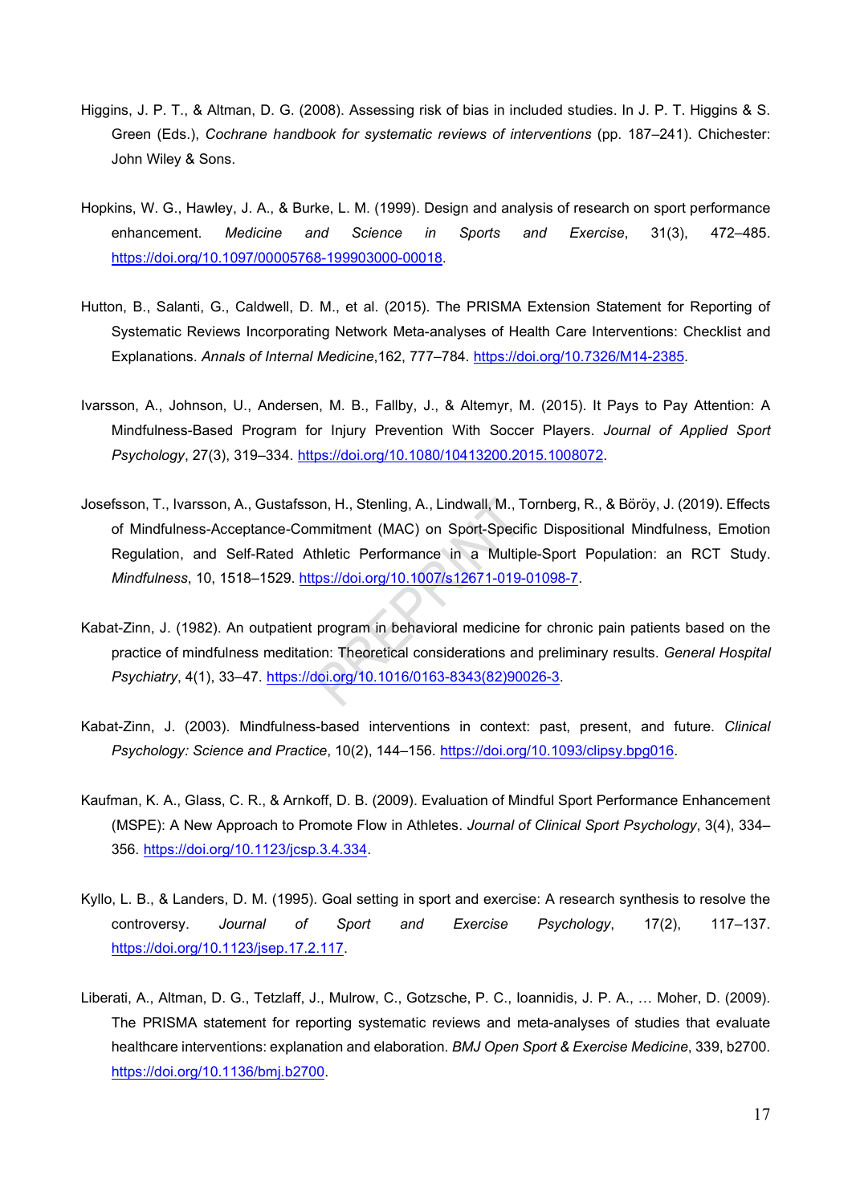Higgins, J. P. T., & Altman, D. G. (2008). Assessing risk of bias in included studies. In J. P. T. Higgins & S. Green (Eds.), *Cochrane handbook for systematic reviews of interventions* (pp. 187–241). Chichester: John Wiley & Sons.

Hopkins, W. G., Hawley, J. A., & Burke, L. M. (1999). Design and analysis of research on sport performance enhancement. *Medicine and Science in Sports and Exercise*, 31(3), 472–485. https://doi.org/10.1097/00005768-199903000-00018.

Hutton, B., Salanti, G., Caldwell, D. M., et al. (2015). The PRISMA Extension Statement for Reporting of Systematic Reviews Incorporating Network Meta-analyses of Health Care Interventions: Checklist and Explanations. *Annals of Internal Medicine*,162, 777–784. https://doi.org/10.7326/M14-2385.

Ivarsson, A., Johnson, U., Andersen, M. B., Fallby, J., & Altemyr, M. (2015). It Pays to Pay Attention: A Mindfulness-Based Program for Injury Prevention With Soccer Players. *Journal of Applied Sport Psychology*, 27(3), 319–334. https://doi.org/10.1080/10413200.2015.1008072.

Josefsson, T., Ivarsson, A., Gustafsson, H., Stenling, A., Lindwall, M., Tornberg, R., & Böröy, J. (2019). Effects of Mindfulness-Acceptance-Commitment (MAC) on Sport-Specific Dispositional Mindfulness, Emotion Regulation, and Self-Rated Athletic Performance in a Multiple-Sport Population: an RCT Study. *Mindfulness*, 10, 1518–1529. https://doi.org/10.1007/s12671-019-01098-7.

Kabat-Zinn, J. (1982). An outpatient program in behavioral medicine for chronic pain patients based on the practice of mindfulness meditation: Theoretical considerations and preliminary results. *General Hospital Psychiatry*, 4(1), 33–47. https://doi.org/10.1016/0163-8343(82)90026-3.

Kabat-Zinn, J. (2003). Mindfulness-based interventions in context: past, present, and future. *Clinical Psychology: Science and Practice*, 10(2), 144–156. https://doi.org/10.1093/clipsy.bpg016.

Kaufman, K. A., Glass, C. R., & Arnkoff, D. B. (2009). Evaluation of Mindful Sport Performance Enhancement (MSPE): A New Approach to Promote Flow in Athletes. *Journal of Clinical Sport Psychology*, 3(4), 334–356. https://doi.org/10.1123/jcsp.3.4.334.

Kyllo, L. B., & Landers, D. M. (1995). Goal setting in sport and exercise: A research synthesis to resolve the controversy. *Journal of Sport and Exercise Psychology*, 17(2), 117–137. https://doi.org/10.1123/jsep.17.2.117.

Liberati, A., Altman, D. G., Tetzlaff, J., Mulrow, C., Gotzsche, P. C., Ioannidis, J. P. A., … Moher, D. (2009). The PRISMA statement for reporting systematic reviews and meta-analyses of studies that evaluate healthcare interventions: explanation and elaboration. *BMJ Open Sport & Exercise Medicine*, 339, b2700. https://doi.org/10.1136/bmj.b2700.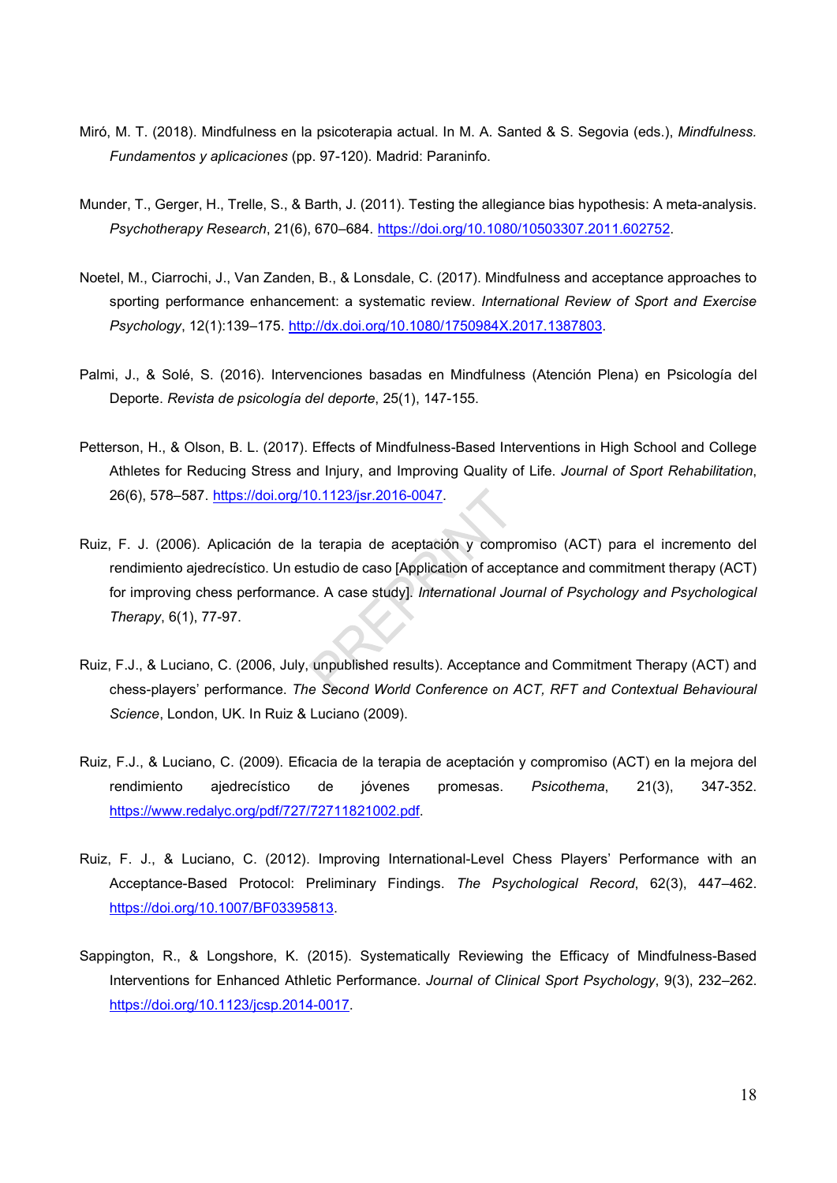Miró, M. T. (2018). Mindfulness en la psicoterapia actual. In M. A. Santed & S. Segovia (eds.), *Mindfulness. Fundamentos y aplicaciones* (pp. 97-120). Madrid: Paraninfo.

Munder, T., Gerger, H., Trelle, S., & Barth, J. (2011). Testing the allegiance bias hypothesis: A meta-analysis. *Psychotherapy Research*, 21(6), 670–684. https://doi.org/10.1080/10503307.2011.602752.

Noetel, M., Ciarrochi, J., Van Zanden, B., & Lonsdale, C. (2017). Mindfulness and acceptance approaches to sporting performance enhancement: a systematic review. *International Review of Sport and Exercise Psychology*, 12(1):139–175. http://dx.doi.org/10.1080/1750984X.2017.1387803.

Palmi, J., & Solé, S. (2016). Intervenciones basadas en Mindfulness (Atención Plena) en Psicología del Deporte. *Revista de psicología del deporte*, 25(1), 147-155.

Petterson, H., & Olson, B. L. (2017). Effects of Mindfulness-Based Interventions in High School and College Athletes for Reducing Stress and Injury, and Improving Quality of Life. *Journal of Sport Rehabilitation*, 26(6), 578–587. https://doi.org/10.1123/jsr.2016-0047.

Ruiz, F. J. (2006). Aplicación de la terapia de aceptación y compromiso (ACT) para el incremento del rendimiento ajedrecístico. Un estudio de caso [Application of acceptance and commitment therapy (ACT) for improving chess performance. A case study]. *International Journal of Psychology and Psychological Therapy*, 6(1), 77-97.

Ruiz, F.J., & Luciano, C. (2006, July, unpublished results). Acceptance and Commitment Therapy (ACT) and chess-players' performance. *The Second World Conference on ACT, RFT and Contextual Behavioural Science*, London, UK. In Ruiz & Luciano (2009).

Ruiz, F.J., & Luciano, C. (2009). Eficacia de la terapia de aceptación y compromiso (ACT) en la mejora del rendimiento ajedrecístico de jóvenes promesas. *Psicothema*, 21(3), 347-352. https://www.redalyc.org/pdf/727/72711821002.pdf.

Ruiz, F. J., & Luciano, C. (2012). Improving International-Level Chess Players' Performance with an Acceptance-Based Protocol: Preliminary Findings. *The Psychological Record*, 62(3), 447–462. https://doi.org/10.1007/BF03395813.

Sappington, R., & Longshore, K. (2015). Systematically Reviewing the Efficacy of Mindfulness-Based Interventions for Enhanced Athletic Performance. *Journal of Clinical Sport Psychology*, 9(3), 232–262. https://doi.org/10.1123/jcsp.2014-0017.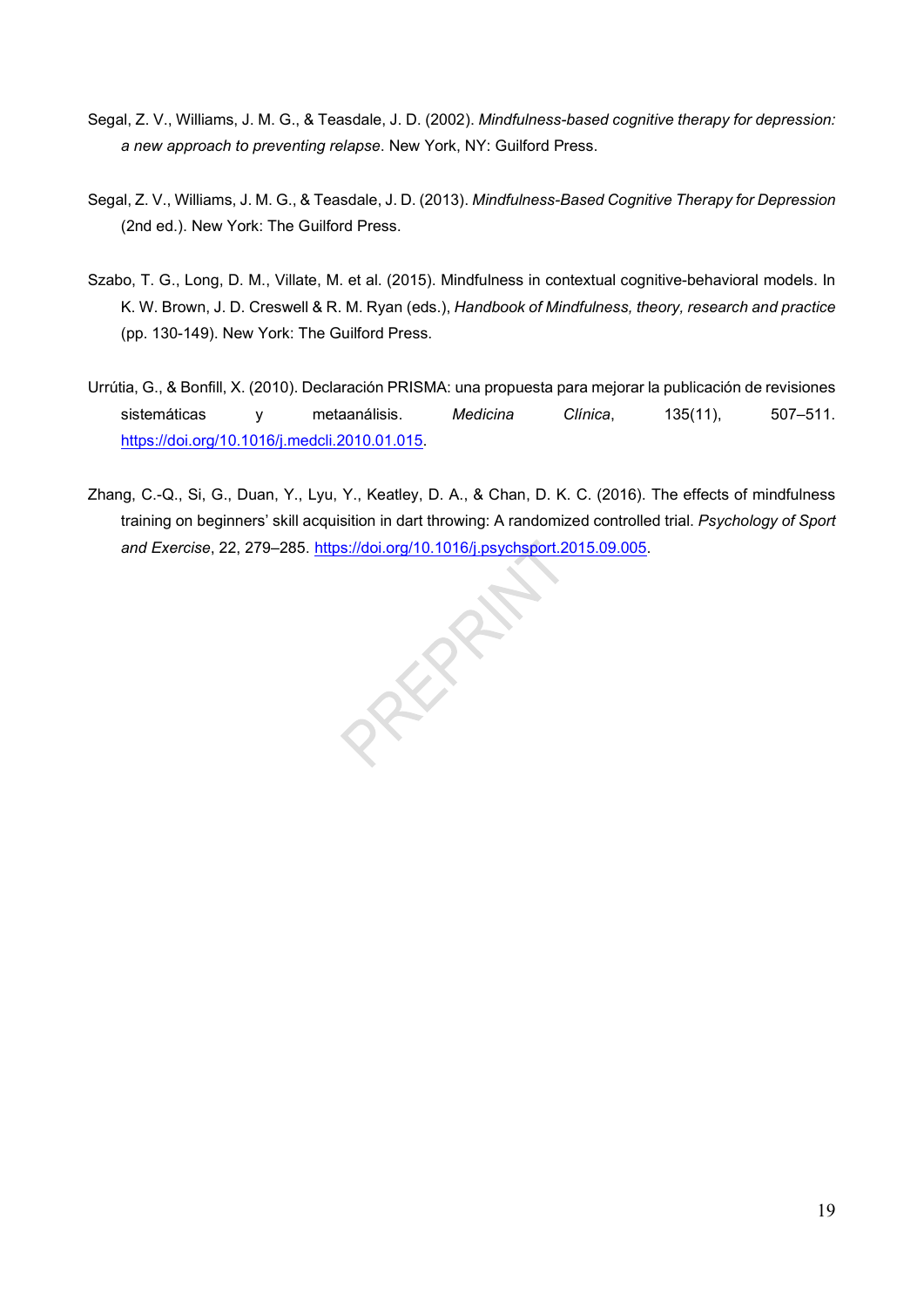Segal, Z. V., Williams, J. M. G., & Teasdale, J. D. (2002). *Mindfulness-based cognitive therapy for depression: a new approach to preventing relapse*. New York, NY: Guilford Press.

Segal, Z. V., Williams, J. M. G., & Teasdale, J. D. (2013). *Mindfulness-Based Cognitive Therapy for Depression* (2nd ed.). New York: The Guilford Press.

Szabo, T. G., Long, D. M., Villate, M. et al. (2015). Mindfulness in contextual cognitive-behavioral models. In K. W. Brown, J. D. Creswell & R. M. Ryan (eds.), *Handbook of Mindfulness, theory, research and practice* (pp. 130-149). New York: The Guilford Press.

Urrútia, G., & Bonfill, X. (2010). Declaración PRISMA: una propuesta para mejorar la publicación de revisiones sistemáticas y metaanálisis. *Medicina Clínica*, 135(11), 507–511. https://doi.org/10.1016/j.medcli.2010.01.015.

Zhang, C.-Q., Si, G., Duan, Y., Lyu, Y., Keatley, D. A., & Chan, D. K. C. (2016). The effects of mindfulness training on beginners' skill acquisition in dart throwing: A randomized controlled trial. *Psychology of Sport and Exercise*, 22, 279–285. https://doi.org/10.1016/j.psychsport.2015.09.005.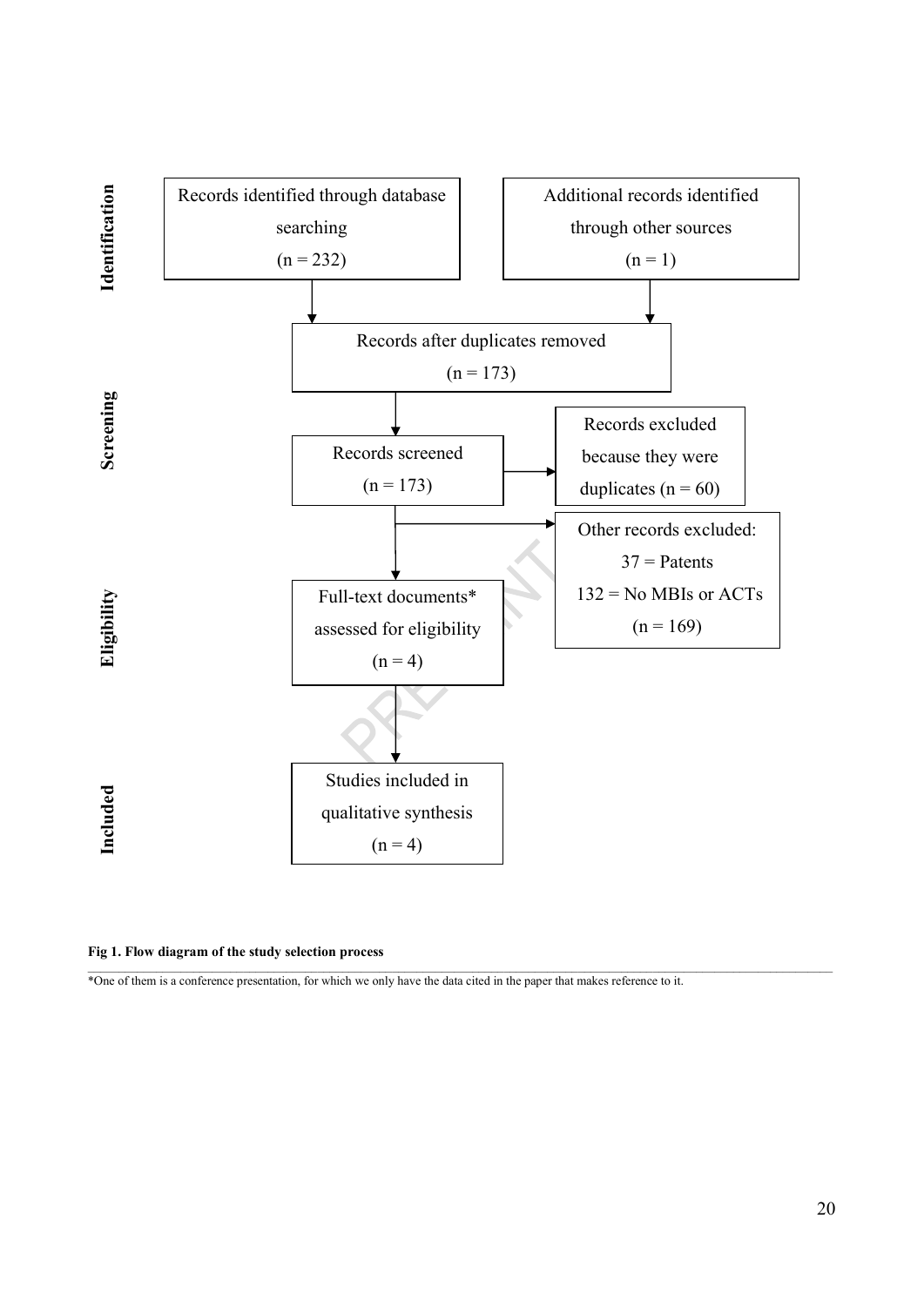**Identification**

Records identified through database searching (n = 232)

Additional records identified through other sources (n = 1)

**Screening**

Records after duplicates removed (n = 173)

Records screened (n = 173)

Records excluded because they were duplicates (n = 60)

Other records excluded: 37 = Patents 132 = No MBIs or ACTs (n = 169)

**Eligibility**

Full-text documents* assessed for eligibility (n = 4)

**Included**

Studies included in qualitative synthesis (n = 4)

**Fig 1. Flow diagram of the study selection process**

*One of them is a conference presentation, for which we only have the data cited in the paper that makes reference to it.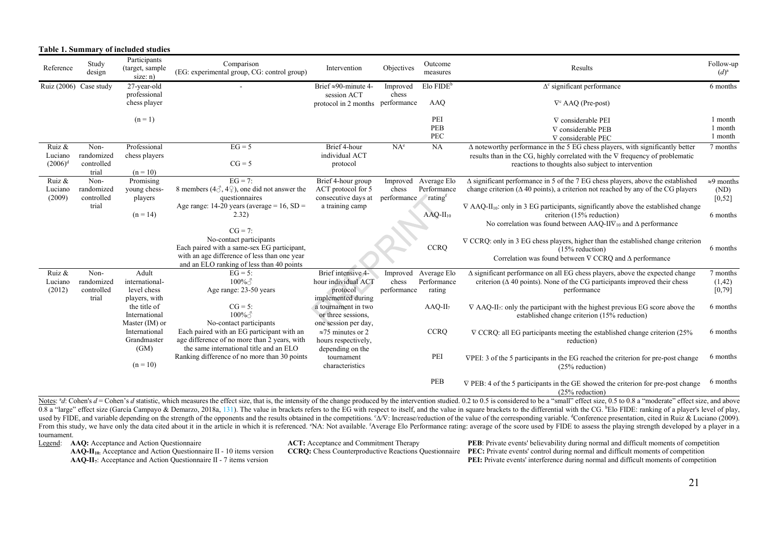**Table 1. Summary of included studies**

| Reference | Study design | Participants (target, sample size: n) | Comparison (EG: experimental group, CG: control group) | Intervention | Objectives | Outcome measures | Results | Follow-up $(d)^a$ |
|---|---|---|---|---|---|---|---|---|
| Ruiz (2006) | Case study | 27-year-old professional chess player (n = 1) | - | Brief ≈90-minute 4-session ACT protocol in 2 months | Improved chess performance | Elo FIDE[b] | Δ[c] significant performance | 6 months |
| | | | | | | AAQ | ∇[c] AAQ (Pre-post) | |
| | | | | | | PEI | ∇ considerable PEI | 1 month |
| | | | | | | PEB | ∇ considerable PEB | 1 month |
| | | | | | | PEC | ∇ considerable PEC | 1 month |
| Ruiz & Luciano (2006)[d] | Non-randomized controlled trial | Professional chess players (n = 10) | EG = 5<br>CG = 5 | Brief 4-hour individual ACT protocol | NA[e] | NA | Δ noteworthy performance in the 5 EG chess players, with significantly better results than in the CG, highly correlated with the ∇ frequency of problematic reactions to thoughts also subject to intervention | 7 months |
| Ruiz & Luciano (2009) | Non-randomized controlled trial | Promising young chess-players (n = 14) | EG = 7: 8 members (4♂, 4♀), one did not answer the questionnaires. Age range: 14-20 years (average = 16, SD = 2.32)<br>CG = 7: No-contact participants. Each paired with a same-sex EG participant, with an age difference of less than one year and an ELO ranking of less than 40 points | Brief 4-hour group ACT protocol for 5 consecutive days at a training camp | Improved chess performance | Average Elo Performance rating[f] | Δ significant performance in 5 of the 7 EG chess players, above the established change criterion (Δ 40 points), a criterion not reached by any of the CG players | ≈9 months (ND) [0,52] |
| | | | | | | $AAQ\text{-}II_{10}$ | ∇ $AAQ\text{-}II_{10}$: only in 3 EG participants, significantly above the established change criterion (15% reduction)<br>No correlation was found between $AAQ\text{-}II∇_{10}$ and Δ performance | 6 months |
| | | | | | | CCRQ | ∇ CCRQ: only in 3 EG chess players, higher than the established change criterion (15% reduction)<br>Correlation was found between ∇ CCRQ and Δ performance | 6 months |
| Ruiz & Luciano (2012) | Non-randomized controlled trial | Adult international-level chess players, with the title of International Master (IM) or International Grandmaster (GM) (n = 10) | EG = 5: 100%♂ Age range: 23-50 years<br>CG = 5: 100%♂ No-contact participants. Each paired with an EG participant with an age difference of no more than 2 years, with the same international title and an ELO Ranking difference of no more than 30 points | Brief intensive 4-hour individual ACT protocol implemented during a tournament in two or three sessions, one session per day, ≈75 minutes or 2 hours respectively, depending on the tournament characteristics | Improved chess performance | Average Elo Performance rating | Δ significant performance on all EG chess players, above the expected change criterion (Δ 40 points). None of the CG participants improved their chess performance | 7 months (1,42) [0,79] |
| | | | | | | $AAQ\text{-}II_7$ | ∇ $AAQ\text{-}II_7$: only the participant with the highest previous EG score above the established change criterion (15% reduction) | 6 months |
| | | | | | | CCRQ | ∇ CCRQ: all EG participants meeting the established change criterion (25% reduction) | 6 months |
| | | | | | | PEI | ∇PEI: 3 of the 5 participants in the EG reached the criterion for pre-post change (25% reduction) | 6 months |
| | | | | | | PEB | ∇ PEB: 4 of the 5 participants in the GE showed the criterion for pre-post change (25% reduction) | 6 months |

Notes: [a]*d*: Cohen's *d* = Cohen's *d* statistic, which measures the effect size, that is, the intensity of the change produced by the intervention studied. 0.2 to 0.5 is considered to be a "small" effect size, 0.5 to 0.8 a "moderate" effect size, and above 0.8 a "large" effect size (García Campayo & Demarzo, 2018a, 131). The value in brackets refers to the EG with respect to itself, and the value in square brackets to the differential with the CG. [b]Elo FIDE: ranking of a player's level of play, used by FIDE, and variable depending on the strength of the opponents and the results obtained in the competitions. [c]Δ/∇: Increase/reduction of the value of the corresponding variable. [d]Conference presentation, cited in Ruiz & Luciano (2009). From this study, we have only the data cited about it in the article in which it is referenced. [e]NA: Not available. [f]Average Elo Performance rating: average of the score used by FIDE to assess the playing strength developed by a player in a tournament.

Legend:
**AAQ:** Acceptance and Action Questionnaire
**$AAQ\text{-}II_{10}$:** Acceptance and Action Questionnaire II - 10 items version
**$AAQ\text{-}II_7$:** Acceptance and Action Questionnaire II - 7 items version
**ACT:** Acceptance and Commitment Therapy
**CCRQ:** Chess Counterproductive Reactions Questionnaire
**PEB**: Private events' believability during normal and difficult moments of competition
**PEC:** Private events' control during normal and difficult moments of competition
**PEI:** Private events' interference during normal and difficult moments of competition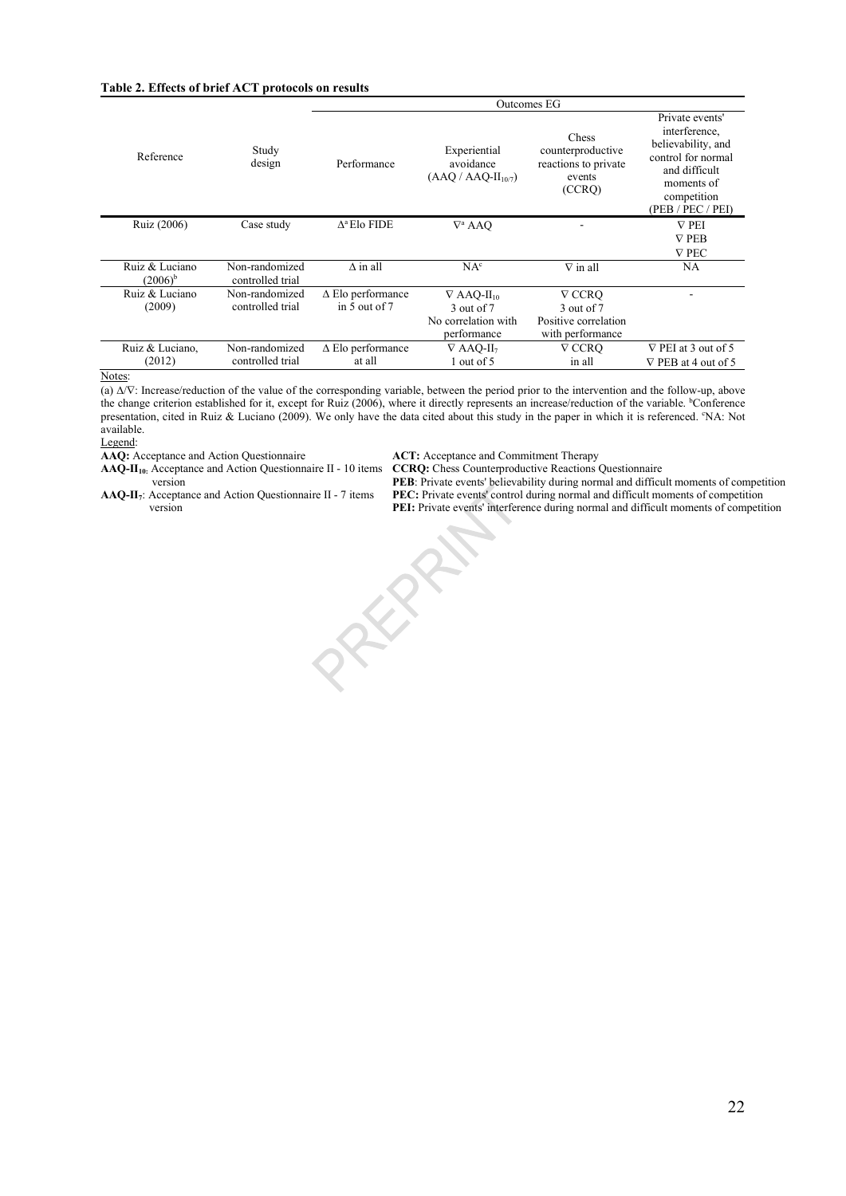**Table 2. Effects of brief ACT protocols on results**

| Reference | Study design | Outcomes EG | | | |
|---|---|---|---|---|---|
| | | Performance | Experiential avoidance (AAQ / AAQ-II$_{10/7}$) | Chess counterproductive reactions to private events (CCRQ) | Private events' interference, believability, and control for normal and difficult moments of competition (PEB / PEC / PEI) |
| Ruiz (2006) | Case study | Δ[a] Elo FIDE | ∇[a] AAQ | - | ∇ PEI<br>∇ PEB<br>∇ PEC |
| Ruiz & Luciano (2006)[b] | Non-randomized controlled trial | Δ in all | NA[c] | ∇ in all | NA |
| Ruiz & Luciano (2009) | Non-randomized controlled trial | Δ Elo performance in 5 out of 7 | ∇ AAQ-II$_{10}$<br>3 out of 7<br>No correlation with performance | ∇ CCRQ<br>3 out of 7<br>Positive correlation with performance | - |
| Ruiz & Luciano, (2012) | Non-randomized controlled trial | Δ Elo performance at all | ∇ AAQ-II$_{7}$<br>1 out of 5 | ∇ CCRQ<br>in all | ∇ PEI at 3 out of 5<br>∇ PEB at 4 out of 5 |

Notes:

(a) Δ/∇: Increase/reduction of the value of the corresponding variable, between the period prior to the intervention and the follow-up, above the change criterion established for it, except for Ruiz (2006), where it directly represents an increase/reduction of the variable. [b]Conference presentation, cited in Ruiz & Luciano (2009). We only have the data cited about this study in the paper in which it is referenced. [c]NA: Not available.

Legend:

**AAQ:** Acceptance and Action Questionnaire
**AAQ-II$_{10}$:** Acceptance and Action Questionnaire II - 10 items version
**AAQ-II$_{7}$:** Acceptance and Action Questionnaire II - 7 items version
**ACT:** Acceptance and Commitment Therapy
**CCRQ:** Chess Counterproductive Reactions Questionnaire
**PEB**: Private events' believability during normal and difficult moments of competition
**PEC:** Private events' control during normal and difficult moments of competition
**PEI:** Private events' interference during normal and difficult moments of competition